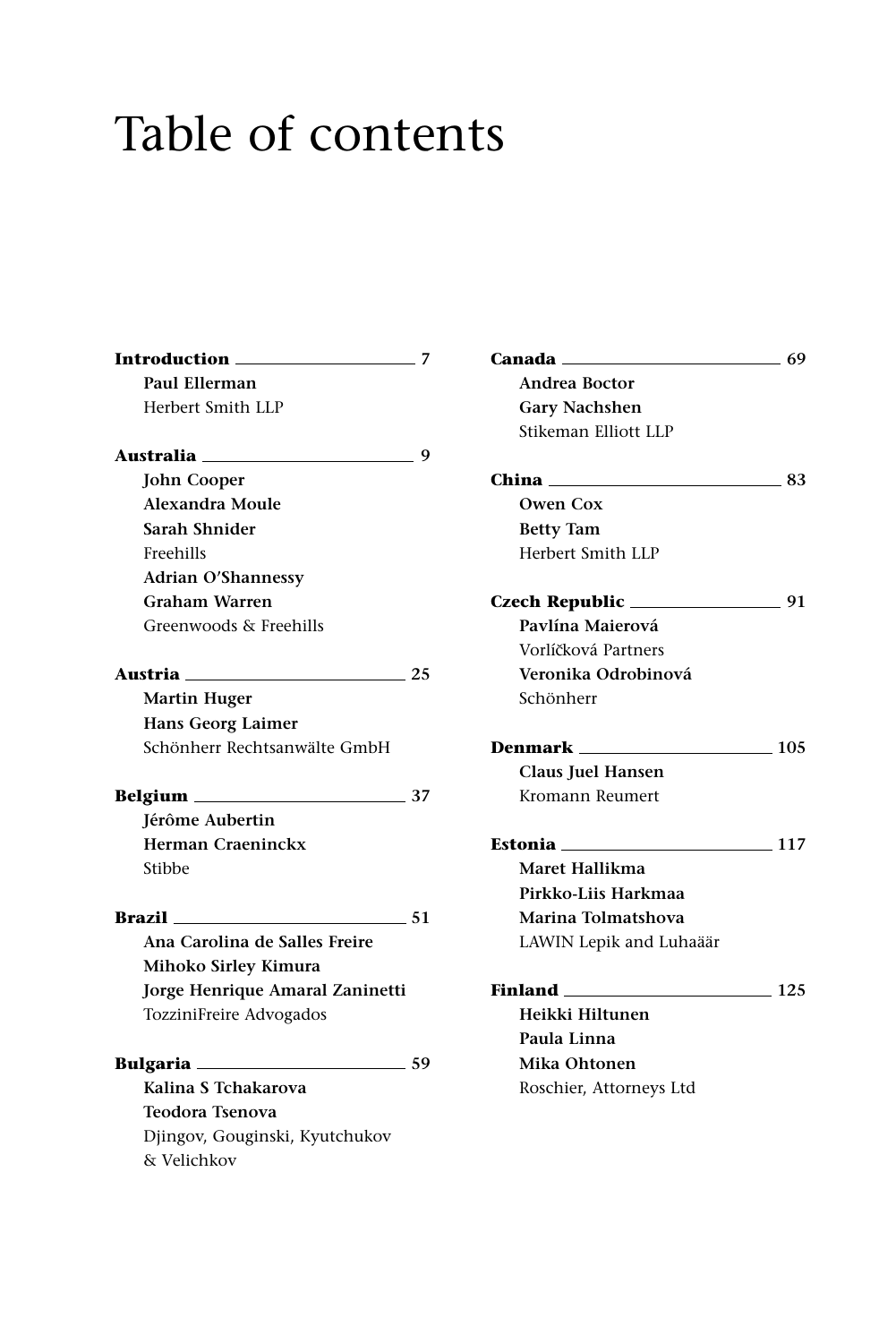# Table of contents

**Introduction** — 7
**Paul Ellerman**
Herbert Smith LLP

**Australia** — 9
**John Cooper**
**Alexandra Moule**
**Sarah Shnider**
Freehills
**Adrian O'Shannessy**
**Graham Warren**
Greenwoods & Freehills

**Austria** — 25
**Martin Huger**
**Hans Georg Laimer**
Schönherr Rechtsanwälte GmbH

**Belgium** — 37
**Jérôme Aubertin**
**Herman Craeninckx**
Stibbe

**Brazil** — 51
**Ana Carolina de Salles Freire**
**Mihoko Sirley Kimura**
**Jorge Henrique Amaral Zaninetti**
TozziniFreire Advogados

**Bulgaria** — 59
**Kalina S Tchakarova**
**Teodora Tsenova**
Djingov, Gouginski, Kyutchukov & Velichkov

**Canada** — 69
**Andrea Boctor**
**Gary Nachshen**
Stikeman Elliott LLP

**China** — 83
**Owen Cox**
**Betty Tam**
Herbert Smith LLP

**Czech Republic** — 91
**Pavlína Maierová**
Vorlíčková Partners
**Veronika Odrobinová**
Schönherr

**Denmark** — 105
**Claus Juel Hansen**
Kromann Reumert

**Estonia** — 117
**Maret Hallikma**
**Pirkko-Liis Harkmaa**
**Marina Tolmatshova**
LAWIN Lepik and Luhaäär

**Finland** — 125
**Heikki Hiltunen**
**Paula Linna**
**Mika Ohtonen**
Roschier, Attorneys Ltd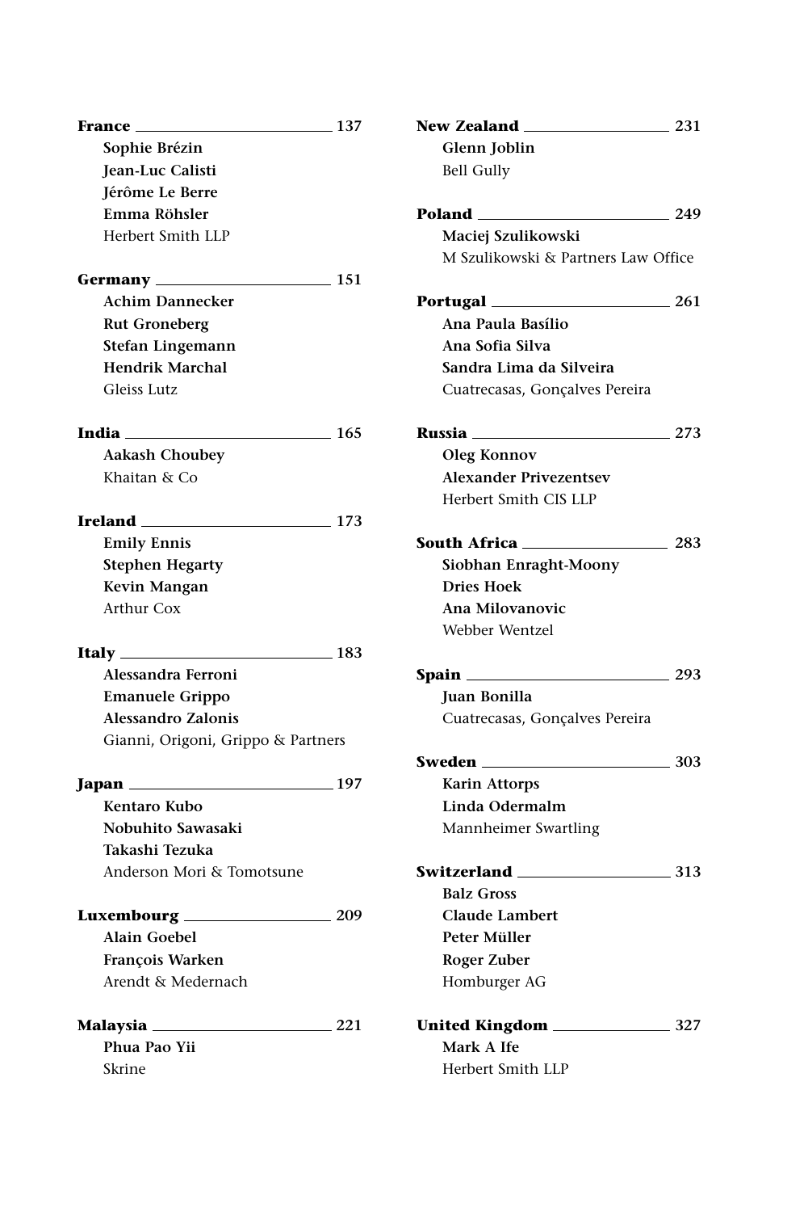**France** 137

**Sophie Brézin**
**Jean-Luc Calisti**
**Jérôme Le Berre**
**Emma Röhsler**
Herbert Smith LLP

**Germany** 151

**Achim Dannecker**
**Rut Groneberg**
**Stefan Lingemann**
**Hendrik Marchal**
Gleiss Lutz

**India** 165

**Aakash Choubey**
Khaitan & Co

**Ireland** 173

**Emily Ennis**
**Stephen Hegarty**
**Kevin Mangan**
Arthur Cox

**Italy** 183

**Alessandra Ferroni**
**Emanuele Grippo**
**Alessandro Zalonis**
Gianni, Origoni, Grippo & Partners

**Japan** 197

**Kentaro Kubo**
**Nobuhito Sawasaki**
**Takashi Tezuka**
Anderson Mori & Tomotsune

**Luxembourg** 209

**Alain Goebel**
**François Warken**
Arendt & Medernach

**Malaysia** 221

**Phua Pao Yii**
Skrine

**New Zealand** 231

**Glenn Joblin**
Bell Gully

**Poland** 249

**Maciej Szulikowski**
M Szulikowski & Partners Law Office

**Portugal** 261

**Ana Paula Basílio**
**Ana Sofia Silva**
**Sandra Lima da Silveira**
Cuatrecasas, Gonçalves Pereira

**Russia** 273

**Oleg Konnov**
**Alexander Privezentsev**
Herbert Smith CIS LLP

**South Africa** 283

**Siobhan Enraght-Moony**
**Dries Hoek**
**Ana Milovanovic**
Webber Wentzel

**Spain** 293

**Juan Bonilla**
Cuatrecasas, Gonçalves Pereira

**Sweden** 303

**Karin Attorps**
**Linda Odermalm**
Mannheimer Swartling

**Switzerland** 313

**Balz Gross**
**Claude Lambert**
**Peter Müller**
**Roger Zuber**
Homburger AG

**United Kingdom** 327

**Mark A Ife**
Herbert Smith LLP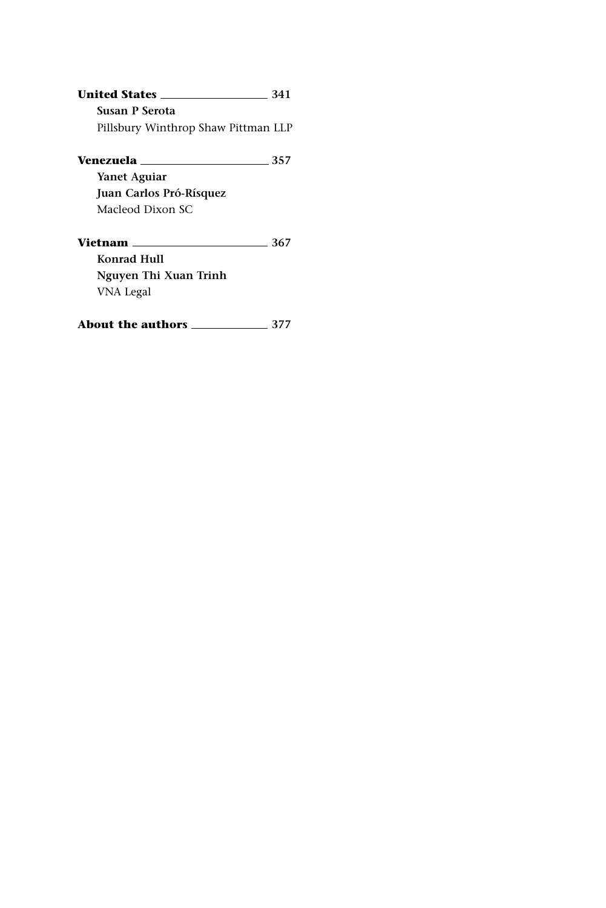**United States** ________________ **341**
**Susan P Serota**
Pillsbury Winthrop Shaw Pittman LLP

**Venezuela** ____________________ **357**
**Yanet Aguiar**
**Juan Carlos Pró-Rísquez**
Macleod Dixon SC

**Vietnam** ______________________ **367**
**Konrad Hull**
**Nguyen Thi Xuan Trinh**
VNA Legal

**About the authors** ____________ **377**